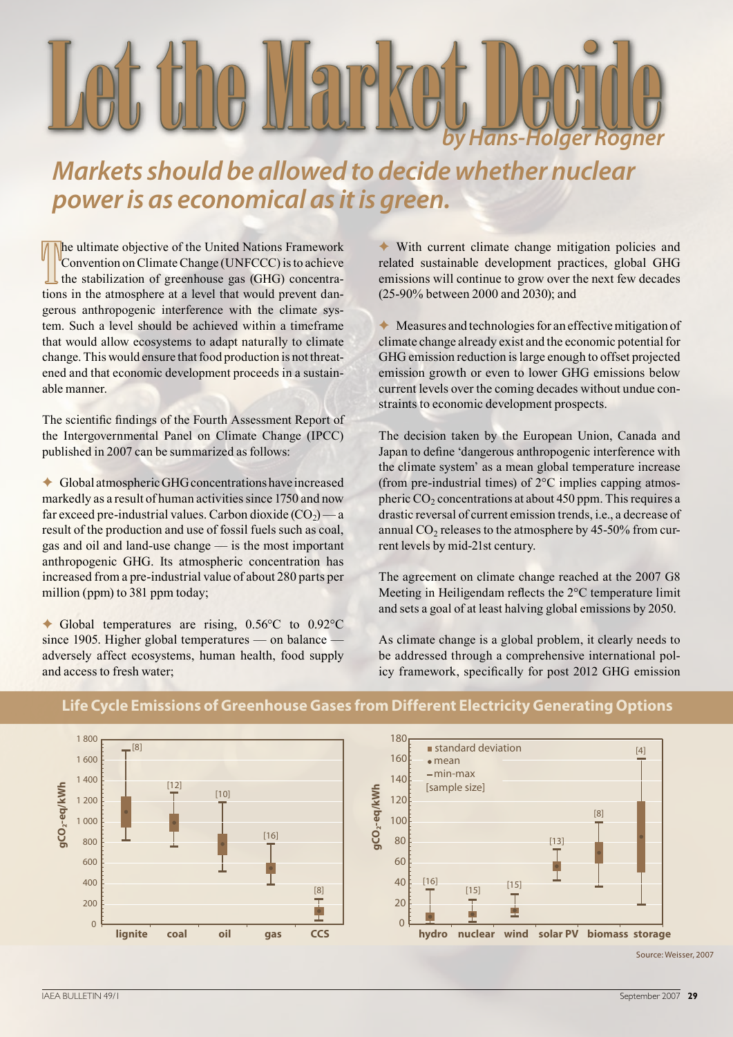# Let the Market Decide

*by Hans-Holger Rogner*

## *Markets should be allowed to decide whether nuclear power is as economical as it is green.*

The ultimate objective of the United Nations Framework Convention on Climate Change (UNFCCC) is to achieve the stabilization of greenhouse gas (GHG) concentrations in the atmosphere at a level that would prevent dangerous anthropogenic interference with the climate system. Such a level should be achieved within a timeframe that would allow ecosystems to adapt naturally to climate change. This would ensure that food production is not threatened and that economic development proceeds in a sustainable manner.

The scientific findings of the Fourth Assessment Report of the Intergovernmental Panel on Climate Change (IPCC) published in 2007 can be summarized as follows:

- Global atmospheric GHG concentrations have increased markedly as a result of human activities since 1750 and now far exceed pre-industrial values. Carbon dioxide ($CO_2$) — a result of the production and use of fossil fuels such as coal, gas and oil and land-use change — is the most important anthropogenic GHG. Its atmospheric concentration has increased from a pre-industrial value of about 280 parts per million (ppm) to 381 ppm today;

- Global temperatures are rising, 0.56°C to 0.92°C since 1905. Higher global temperatures — on balance — adversely affect ecosystems, human health, food supply and access to fresh water;

- With current climate change mitigation policies and related sustainable development practices, global GHG emissions will continue to grow over the next few decades (25-90% between 2000 and 2030); and

- Measures and technologies for an effective mitigation of climate change already exist and the economic potential for GHG emission reduction is large enough to offset projected emission growth or even to lower GHG emissions below current levels over the coming decades without undue constraints to economic development prospects.

The decision taken by the European Union, Canada and Japan to define 'dangerous anthropogenic interference with the climate system' as a mean global temperature increase (from pre-industrial times) of 2°C implies capping atmospheric $CO_2$ concentrations at about 450 ppm. This requires a drastic reversal of current emission trends, i.e., a decrease of annual $CO_2$ releases to the atmosphere by 45-50% from current levels by mid-21st century.

The agreement on climate change reached at the 2007 G8 Meeting in Heiligendam reflects the 2°C temperature limit and sets a goal of at least halving global emissions by 2050.

As climate change is a global problem, it clearly needs to be addressed through a comprehensive international policy framework, specifically for post 2012 GHG emission

**Life Cycle Emissions of Greenhouse Gases from Different Electricity Generating Options**

Source: Weisser, 2007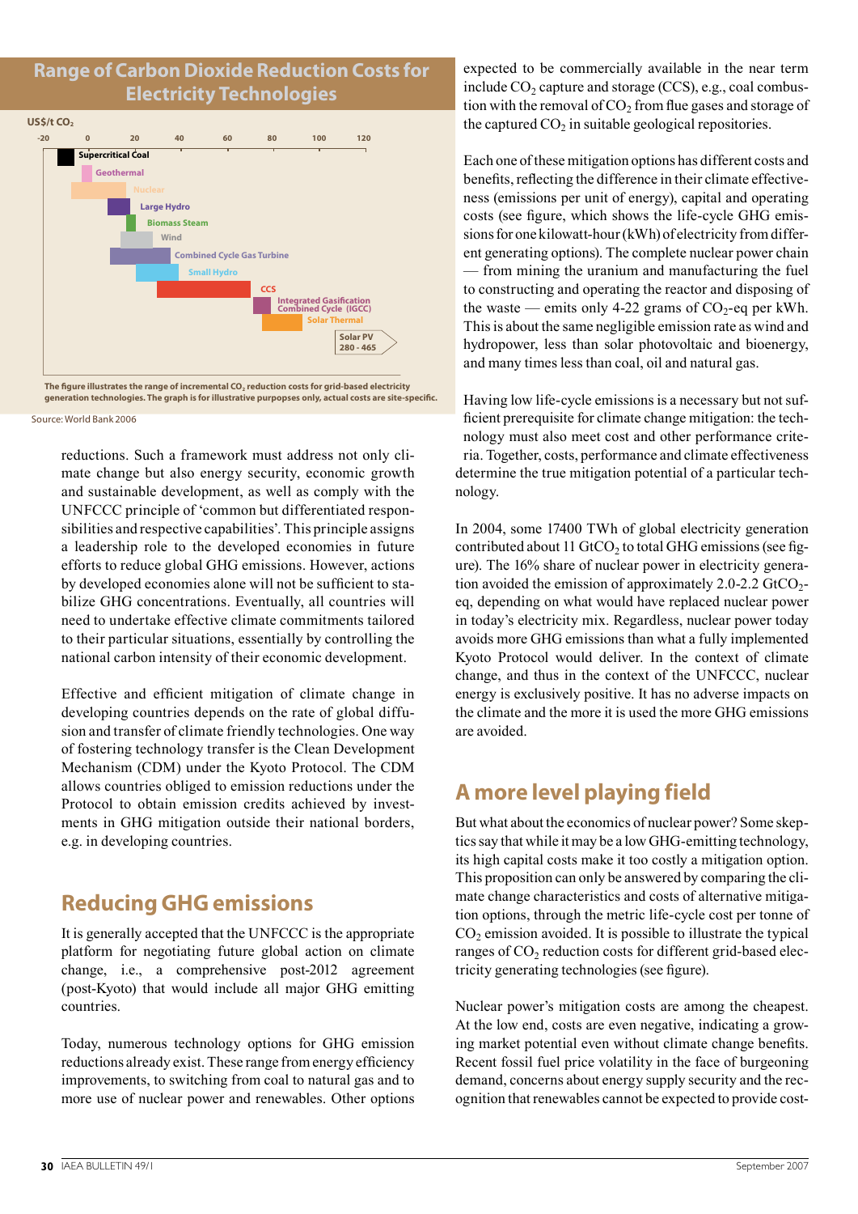## Range of Carbon Dioxide Reduction Costs for Electricity Technologies

US$/t $CO_2$

-20 0 20 40 60 80 100 120

Supercritical Coal
Geothermal
Nuclear
Large Hydro
Biomass Steam
Wind
Combined Cycle Gas Turbine
Small Hydro
CCS
Integrated Gasification Combined Cycle (IGCC)
Solar Thermal
Solar PV 280 - 465

The figure illustrates the range of incremental $CO_2$ reduction costs for grid-based electricity generation technologies. The graph is for illustrative purpposes only, actual costs are site-specific.

Source: World Bank 2006

reductions. Such a framework must address not only climate change but also energy security, economic growth and sustainable development, as well as comply with the UNFCCC principle of 'common but differentiated responsibilities and respective capabilities'. This principle assigns a leadership role to the developed economies in future efforts to reduce global GHG emissions. However, actions by developed economies alone will not be sufficient to stabilize GHG concentrations. Eventually, all countries will need to undertake effective climate commitments tailored to their particular situations, essentially by controlling the national carbon intensity of their economic development.

Effective and efficient mitigation of climate change in developing countries depends on the rate of global diffusion and transfer of climate friendly technologies. One way of fostering technology transfer is the Clean Development Mechanism (CDM) under the Kyoto Protocol. The CDM allows countries obliged to emission reductions under the Protocol to obtain emission credits achieved by investments in GHG mitigation outside their national borders, e.g. in developing countries.

## Reducing GHG emissions

It is generally accepted that the UNFCCC is the appropriate platform for negotiating future global action on climate change, i.e., a comprehensive post-2012 agreement (post-Kyoto) that would include all major GHG emitting countries.

Today, numerous technology options for GHG emission reductions already exist. These range from energy efficiency improvements, to switching from coal to natural gas and to more use of nuclear power and renewables. Other options expected to be commercially available in the near term include $CO_2$ capture and storage (CCS), e.g., coal combustion with the removal of $CO_2$ from flue gases and storage of the captured $CO_2$ in suitable geological repositories.

Each one of these mitigation options has different costs and benefits, reflecting the difference in their climate effectiveness (emissions per unit of energy), capital and operating costs (see figure, which shows the life-cycle GHG emissions for one kilowatt-hour (kWh) of electricity from different generating options). The complete nuclear power chain — from mining the uranium and manufacturing the fuel to constructing and operating the reactor and disposing of the waste — emits only 4-22 grams of $CO_2$-eq per kWh. This is about the same negligible emission rate as wind and hydropower, less than solar photovoltaic and bioenergy, and many times less than coal, oil and natural gas.

Having low life-cycle emissions is a necessary but not sufficient prerequisite for climate change mitigation: the technology must also meet cost and other performance criteria. Together, costs, performance and climate effectiveness determine the true mitigation potential of a particular technology.

In 2004, some 17400 TWh of global electricity generation contributed about 11 $GtCO_2$ to total GHG emissions (see figure). The 16% share of nuclear power in electricity generation avoided the emission of approximately 2.0-2.2 $GtCO_2$-eq, depending on what would have replaced nuclear power in today's electricity mix. Regardless, nuclear power today avoids more GHG emissions than what a fully implemented Kyoto Protocol would deliver. In the context of climate change, and thus in the context of the UNFCCC, nuclear energy is exclusively positive. It has no adverse impacts on the climate and the more it is used the more GHG emissions are avoided.

## A more level playing field

But what about the economics of nuclear power? Some skeptics say that while it may be a low GHG-emitting technology, its high capital costs make it too costly a mitigation option. This proposition can only be answered by comparing the climate change characteristics and costs of alternative mitigation options, through the metric life-cycle cost per tonne of $CO_2$ emission avoided. It is possible to illustrate the typical ranges of $CO_2$ reduction costs for different grid-based electricity generating technologies (see figure).

Nuclear power's mitigation costs are among the cheapest. At the low end, costs are even negative, indicating a growing market potential even without climate change benefits. Recent fossil fuel price volatility in the face of burgeoning demand, concerns about energy supply security and the recognition that renewables cannot be expected to provide cost-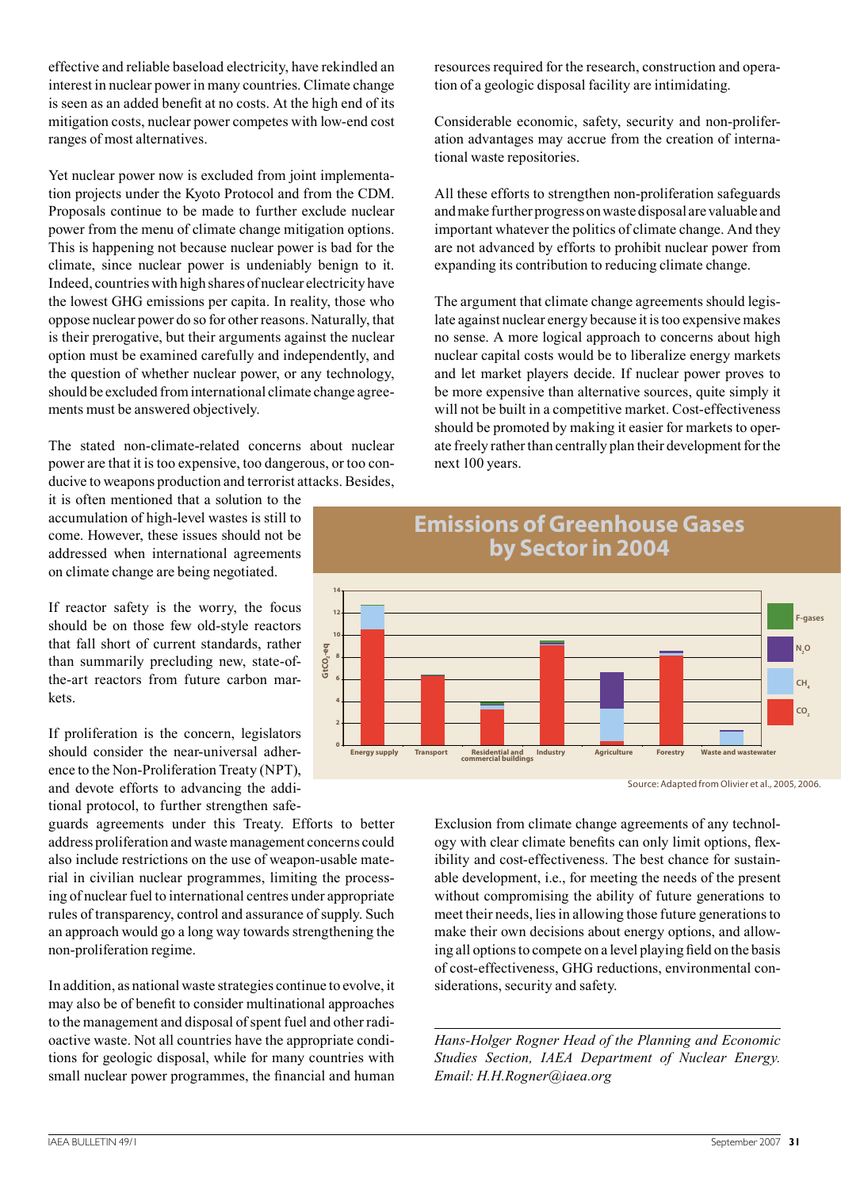effective and reliable baseload electricity, have rekindled an interest in nuclear power in many countries. Climate change is seen as an added benefit at no costs. At the high end of its mitigation costs, nuclear power competes with low-end cost ranges of most alternatives.

Yet nuclear power now is excluded from joint implementation projects under the Kyoto Protocol and from the CDM. Proposals continue to be made to further exclude nuclear power from the menu of climate change mitigation options. This is happening not because nuclear power is bad for the climate, since nuclear power is undeniably benign to it. Indeed, countries with high shares of nuclear electricity have the lowest GHG emissions per capita. In reality, those who oppose nuclear power do so for other reasons. Naturally, that is their prerogative, but their arguments against the nuclear option must be examined carefully and independently, and the question of whether nuclear power, or any technology, should be excluded from international climate change agreements must be answered objectively.

The stated non-climate-related concerns about nuclear power are that it is too expensive, too dangerous, or too conducive to weapons production and terrorist attacks. Besides, it is often mentioned that a solution to the accumulation of high-level wastes is still to come. However, these issues should not be addressed when international agreements on climate change are being negotiated.

If reactor safety is the worry, the focus should be on those few old-style reactors that fall short of current standards, rather than summarily precluding new, state-of-the-art reactors from future carbon markets.

If proliferation is the concern, legislators should consider the near-universal adherence to the Non-Proliferation Treaty (NPT), and devote efforts to advancing the additional protocol, to further strengthen safeguards agreements under this Treaty. Efforts to better address proliferation and waste management concerns could also include restrictions on the use of weapon-usable material in civilian nuclear programmes, limiting the processing of nuclear fuel to international centres under appropriate rules of transparency, control and assurance of supply. Such an approach would go a long way towards strengthening the non-proliferation regime.

In addition, as national waste strategies continue to evolve, it may also be of benefit to consider multinational approaches to the management and disposal of spent fuel and other radioactive waste. Not all countries have the appropriate conditions for geologic disposal, while for many countries with small nuclear power programmes, the financial and human resources required for the research, construction and operation of a geologic disposal facility are intimidating.

Considerable economic, safety, security and non-proliferation advantages may accrue from the creation of international waste repositories.

All these efforts to strengthen non-proliferation safeguards and make further progress on waste disposal are valuable and important whatever the politics of climate change. And they are not advanced by efforts to prohibit nuclear power from expanding its contribution to reducing climate change.

The argument that climate change agreements should legislate against nuclear energy because it is too expensive makes no sense. A more logical approach to concerns about high nuclear capital costs would be to liberalize energy markets and let market players decide. If nuclear power proves to be more expensive than alternative sources, quite simply it will not be built in a competitive market. Cost-effectiveness should be promoted by making it easier for markets to operate freely rather than centrally plan their development for the next 100 years.

## Emissions of Greenhouse Gases by Sector in 2004

$GtCO_2$-eq

0
2
4
6
8
10
12
14

Energy supply
Transport
Residential and commercial buildings
Industry
Agriculture
Forestry
Waste and wastewater

F-gases
$N_2O$
$CH_4$
$CO_2$

Source: Adapted from Olivier et al., 2005, 2006.

Exclusion from climate change agreements of any technology with clear climate benefits can only limit options, flexibility and cost-effectiveness. The best chance for sustainable development, i.e., for meeting the needs of the present without compromising the ability of future generations to meet their needs, lies in allowing those future generations to make their own decisions about energy options, and allowing all options to compete on a level playing field on the basis of cost-effectiveness, GHG reductions, environmental considerations, security and safety.

*Hans-Holger Rogner Head of the Planning and Economic Studies Section, IAEA Department of Nuclear Energy. Email: H.H.Rogner@iaea.org*